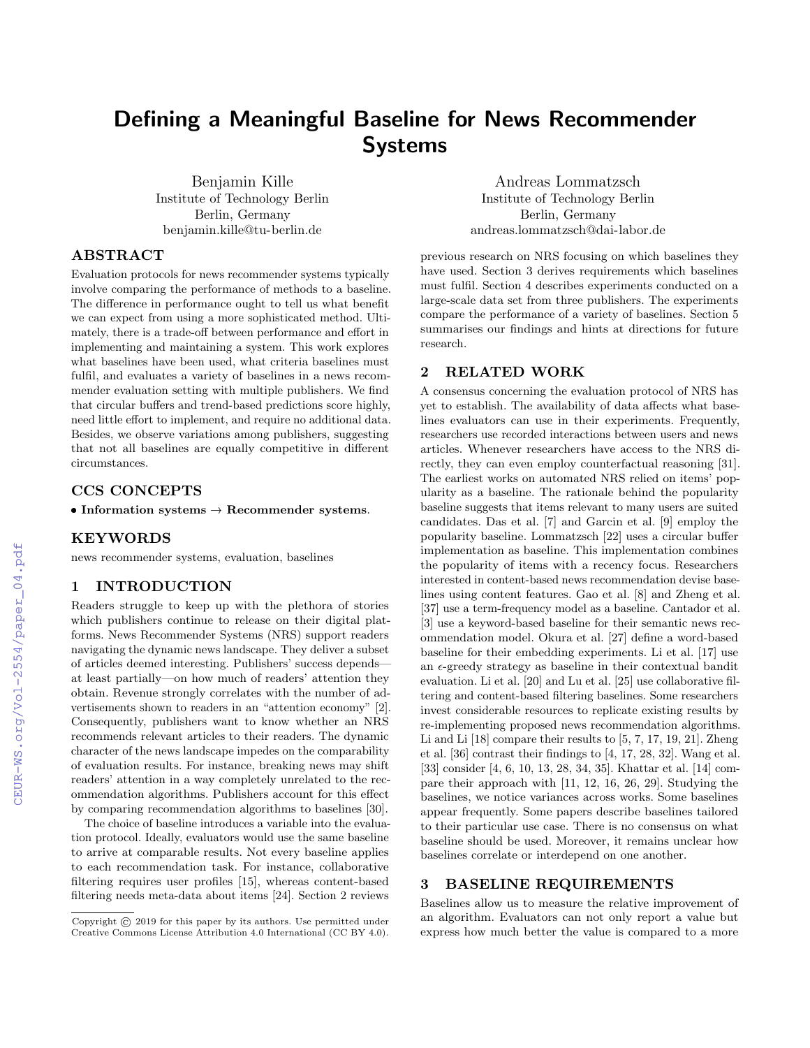# Defining a Meaningful Baseline for News Recommender Systems

Benjamin Kille
Institute of Technology Berlin
Berlin, Germany
benjamin.kille@tu-berlin.de

Andreas Lommatzsch
Institute of Technology Berlin
Berlin, Germany
andreas.lommatzsch@dai-labor.de

## ABSTRACT

Evaluation protocols for news recommender systems typically involve comparing the performance of methods to a baseline. The difference in performance ought to tell us what benefit we can expect from using a more sophisticated method. Ultimately, there is a trade-off between performance and effort in implementing and maintaining a system. This work explores what baselines have been used, what criteria baselines must fulfil, and evaluates a variety of baselines in a news recommender evaluation setting with multiple publishers. We find that circular buffers and trend-based predictions score highly, need little effort to implement, and require no additional data. Besides, we observe variations among publishers, suggesting that not all baselines are equally competitive in different circumstances.

## CCS CONCEPTS

• **Information systems** → **Recommender systems**.

## KEYWORDS

news recommender systems, evaluation, baselines

## 1 INTRODUCTION

Readers struggle to keep up with the plethora of stories which publishers continue to release on their digital platforms. News Recommender Systems (NRS) support readers navigating the dynamic news landscape. They deliver a subset of articles deemed interesting. Publishers' success depends—at least partially—on how much of readers' attention they obtain. Revenue strongly correlates with the number of advertisements shown to readers in an "attention economy" [2]. Consequently, publishers want to know whether an NRS recommends relevant articles to their readers. The dynamic character of the news landscape impedes on the comparability of evaluation results. For instance, breaking news may shift readers' attention in a way completely unrelated to the recommendation algorithms. Publishers account for this effect by comparing recommendation algorithms to baselines [30].

The choice of baseline introduces a variable into the evaluation protocol. Ideally, evaluators would use the same baseline to arrive at comparable results. Not every baseline applies to each recommendation task. For instance, collaborative filtering requires user profiles [15], whereas content-based filtering needs meta-data about items [24]. Section 2 reviews previous research on NRS focusing on which baselines they have used. Section 3 derives requirements which baselines must fulfil. Section 4 describes experiments conducted on a large-scale data set from three publishers. The experiments compare the performance of a variety of baselines. Section 5 summarises our findings and hints at directions for future research.

## 2 RELATED WORK

A consensus concerning the evaluation protocol of NRS has yet to establish. The availability of data affects what baselines evaluators can use in their experiments. Frequently, researchers use recorded interactions between users and news articles. Whenever researchers have access to the NRS directly, they can even employ counterfactual reasoning [31]. The earliest works on automated NRS relied on items' popularity as a baseline. The rationale behind the popularity baseline suggests that items relevant to many users are suited candidates. Das et al. [7] and Garcin et al. [9] employ the popularity baseline. Lommatzsch [22] uses a circular buffer implementation as baseline. This implementation combines the popularity of items with a recency focus. Researchers interested in content-based news recommendation devise baselines using content features. Gao et al. [8] and Zheng et al. [37] use a term-frequency model as a baseline. Cantador et al. [3] use a keyword-based baseline for their semantic news recommendation model. Okura et al. [27] define a word-based baseline for their embedding experiments. Li et al. [17] use an $\epsilon$-greedy strategy as baseline in their contextual bandit evaluation. Li et al. [20] and Lu et al. [25] use collaborative filtering and content-based filtering baselines. Some researchers invest considerable resources to replicate existing results by re-implementing proposed news recommendation algorithms. Li and Li [18] compare their results to [5, 7, 17, 19, 21]. Zheng et al. [36] contrast their findings to [4, 17, 28, 32]. Wang et al. [33] consider [4, 6, 10, 13, 28, 34, 35]. Khattar et al. [14] compare their approach with [11, 12, 16, 26, 29]. Studying the baselines, we notice variances across works. Some baselines appear frequently. Some papers describe baselines tailored to their particular use case. There is no consensus on what baseline should be used. Moreover, it remains unclear how baselines correlate or interdepend on one another.

## 3 BASELINE REQUIREMENTS

Baselines allow us to measure the relative improvement of an algorithm. Evaluators can not only report a value but express how much better the value is compared to a more

Copyright © 2019 for this paper by its authors. Use permitted under Creative Commons License Attribution 4.0 International (CC BY 4.0).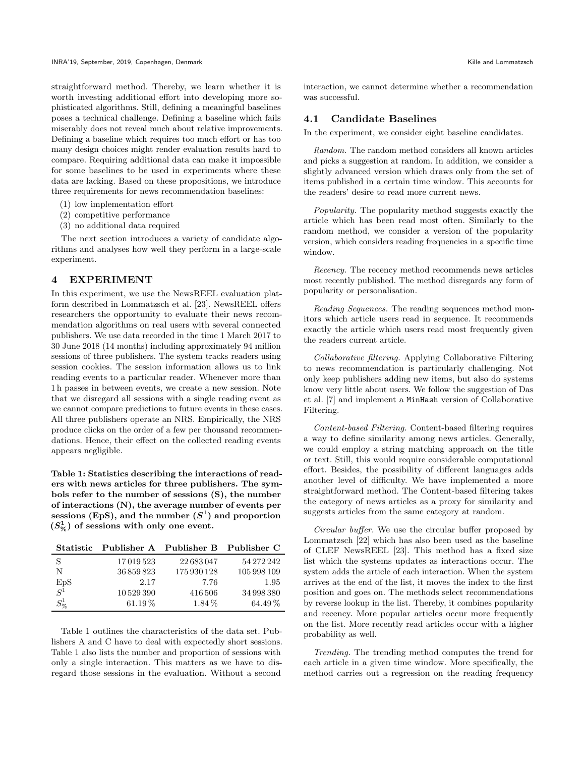straightforward method. Thereby, we learn whether it is worth investing additional effort into developing more sophisticated algorithms. Still, defining a meaningful baselines poses a technical challenge. Defining a baseline which fails miserably does not reveal much about relative improvements. Defining a baseline which requires too much effort or has too many design choices might render evaluation results hard to compare. Requiring additional data can make it impossible for some baselines to be used in experiments where these data are lacking. Based on these propositions, we introduce three requirements for news recommendation baselines:

(1) low implementation effort
(2) competitive performance
(3) no additional data required

The next section introduces a variety of candidate algorithms and analyses how well they perform in a large-scale experiment.

## 4 EXPERIMENT

In this experiment, we use the NewsREEL evaluation platform described in Lommatzsch et al. [23]. NewsREEL offers researchers the opportunity to evaluate their news recommendation algorithms on real users with several connected publishers. We use data recorded in the time 1 March 2017 to 30 June 2018 (14 months) including approximately 94 million sessions of three publishers. The system tracks readers using session cookies. The session information allows us to link reading events to a particular reader. Whenever more than 1 h passes in between events, we create a new session. Note that we disregard all sessions with a single reading event as we cannot compare predictions to future events in these cases. All three publishers operate an NRS. Empirically, the NRS produce clicks on the order of a few per thousand recommendations. Hence, their effect on the collected reading events appears negligible.

**Table 1: Statistics describing the interactions of readers with news articles for three publishers. The symbols refer to the number of sessions (S), the number of interactions (N), the average number of events per sessions (EpS), and the number ($S^1$) and proportion ($S^1_\%$) of sessions with only one event.**

| Statistic | Publisher A | Publisher B | Publisher C |
|---|---|---|---|
| S | 17 019 523 | 22 683 047 | 54 272 242 |
| N | 36 859 823 | 175 930 128 | 105 998 109 |
| EpS | 2.17 | 7.76 | 1.95 |
| $S^1$ | 10 529 390 | 416 506 | 34 998 380 |
| $S^1_\%$ | 61.19 % | 1.84 % | 64.49 % |

Table 1 outlines the characteristics of the data set. Publishers A and C have to deal with expectedly short sessions. Table 1 also lists the number and proportion of sessions with only a single interaction. This matters as we have to disregard those sessions in the evaluation. Without a second interaction, we cannot determine whether a recommendation was successful.

### 4.1 Candidate Baselines

In the experiment, we consider eight baseline candidates.

*Random.* The random method considers all known articles and picks a suggestion at random. In addition, we consider a slightly advanced version which draws only from the set of items published in a certain time window. This accounts for the readers' desire to read more current news.

*Popularity.* The popularity method suggests exactly the article which has been read most often. Similarly to the random method, we consider a version of the popularity version, which considers reading frequencies in a specific time window.

*Recency.* The recency method recommends news articles most recently published. The method disregards any form of popularity or personalisation.

*Reading Sequences.* The reading sequences method monitors which article users read in sequence. It recommends exactly the article which users read most frequently given the readers current article.

*Collaborative filtering.* Applying Collaborative Filtering to news recommendation is particularly challenging. Not only keep publishers adding new items, but also do systems know very little about users. We follow the suggestion of Das et al. [7] and implement a `MinHash` version of Collaborative Filtering.

*Content-based Filtering.* Content-based filtering requires a way to define similarity among news articles. Generally, we could employ a string matching approach on the title or text. Still, this would require considerable computational effort. Besides, the possibility of different languages adds another level of difficulty. We have implemented a more straightforward method. The Content-based filtering takes the category of news articles as a proxy for similarity and suggests articles from the same category at random.

*Circular buffer.* We use the circular buffer proposed by Lommatzsch [22] which has also been used as the baseline of CLEF NewsREEL [23]. This method has a fixed size list which the systems updates as interactions occur. The system adds the article of each interaction. When the system arrives at the end of the list, it moves the index to the first position and goes on. The methods select recommendations by reverse lookup in the list. Thereby, it combines popularity and recency. More popular articles occur more frequently on the list. More recently read articles occur with a higher probability as well.

*Trending.* The trending method computes the trend for each article in a given time window. More specifically, the method carries out a regression on the reading frequency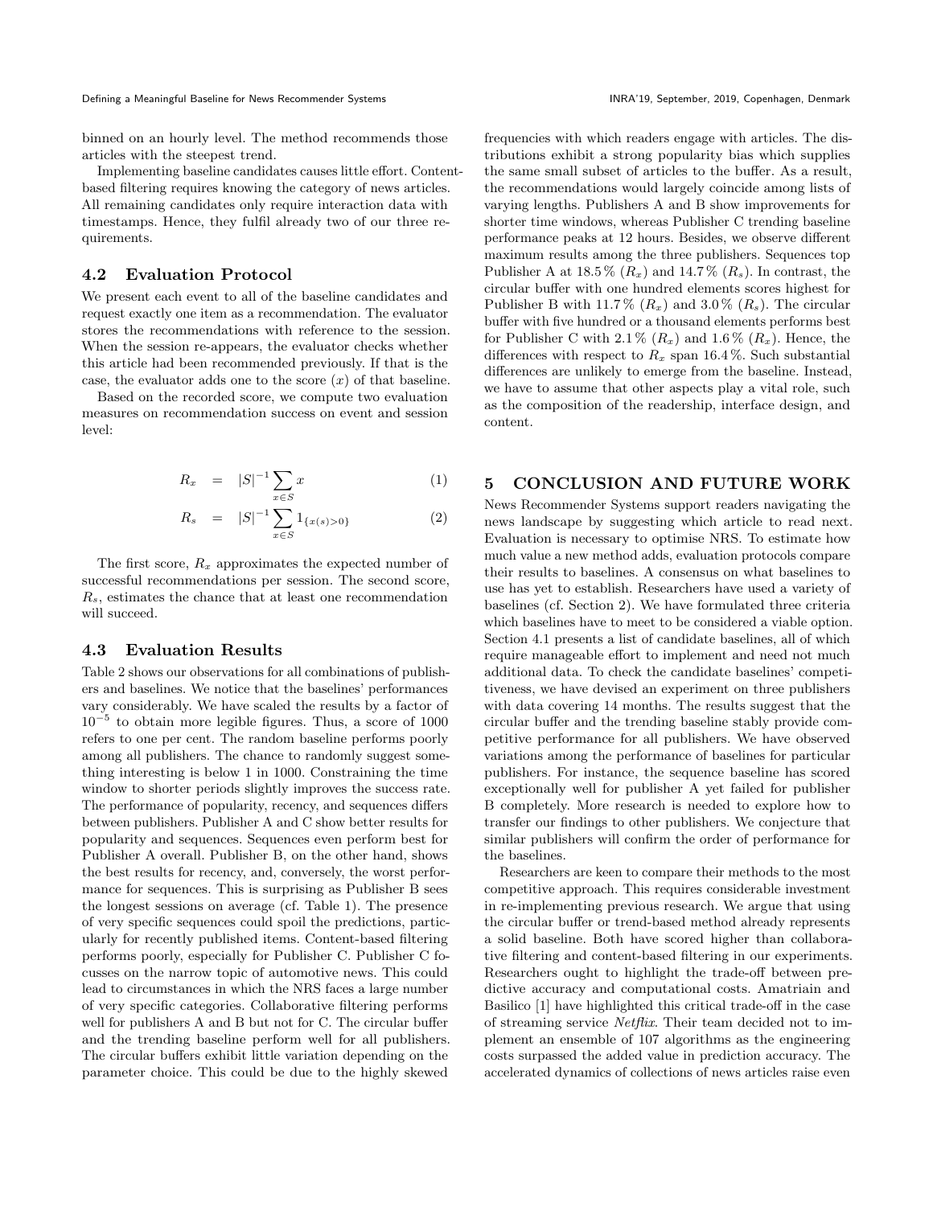binned on an hourly level. The method recommends those articles with the steepest trend.

Implementing baseline candidates causes little effort. Content-based filtering requires knowing the category of news articles. All remaining candidates only require interaction data with timestamps. Hence, they fulfil already two of our three requirements.

### 4.2 Evaluation Protocol

We present each event to all of the baseline candidates and request exactly one item as a recommendation. The evaluator stores the recommendations with reference to the session. When the session re-appears, the evaluator checks whether this article had been recommended previously. If that is the case, the evaluator adds one to the score ($x$) of that baseline.

Based on the recorded score, we compute two evaluation measures on recommendation success on event and session level:

$$R_x = |S|^{-1} \sum_{x \in S} x \quad (1)$$

$$R_s = |S|^{-1} \sum_{x \in S} 1_{\{x(s)>0\}} \quad (2)$$

The first score, $R_x$ approximates the expected number of successful recommendations per session. The second score, $R_s$, estimates the chance that at least one recommendation will succeed.

### 4.3 Evaluation Results

Table 2 shows our observations for all combinations of publishers and baselines. We notice that the baselines' performances vary considerably. We have scaled the results by a factor of $10^{-5}$ to obtain more legible figures. Thus, a score of 1000 refers to one per cent. The random baseline performs poorly among all publishers. The chance to randomly suggest something interesting is below 1 in 1000. Constraining the time window to shorter periods slightly improves the success rate. The performance of popularity, recency, and sequences differs between publishers. Publisher A and C show better results for popularity and sequences. Sequences even perform best for Publisher A overall. Publisher B, on the other hand, shows the best results for recency, and, conversely, the worst performance for sequences. This is surprising as Publisher B sees the longest sessions on average (cf. Table 1). The presence of very specific sequences could spoil the predictions, particularly for recently published items. Content-based filtering performs poorly, especially for Publisher C. Publisher C focusses on the narrow topic of automotive news. This could lead to circumstances in which the NRS faces a large number of very specific categories. Collaborative filtering performs well for publishers A and B but not for C. The circular buffer and the trending baseline perform well for all publishers. The circular buffers exhibit little variation depending on the parameter choice. This could be due to the highly skewed frequencies with which readers engage with articles. The distributions exhibit a strong popularity bias which supplies the same small subset of articles to the buffer. As a result, the recommendations would largely coincide among lists of varying lengths. Publishers A and B show improvements for shorter time windows, whereas Publisher C trending baseline performance peaks at 12 hours. Besides, we observe different maximum results among the three publishers. Sequences top Publisher A at 18.5 % ($R_x$) and 14.7 % ($R_s$). In contrast, the circular buffer with one hundred elements scores highest for Publisher B with 11.7 % ($R_x$) and 3.0 % ($R_s$). The circular buffer with five hundred or a thousand elements performs best for Publisher C with 2.1 % ($R_x$) and 1.6 % ($R_x$). Hence, the differences with respect to $R_x$ span 16.4 %. Such substantial differences are unlikely to emerge from the baseline. Instead, we have to assume that other aspects play a vital role, such as the composition of the readership, interface design, and content.

## 5 CONCLUSION AND FUTURE WORK

News Recommender Systems support readers navigating the news landscape by suggesting which article to read next. Evaluation is necessary to optimise NRS. To estimate how much value a new method adds, evaluation protocols compare their results to baselines. A consensus on what baselines to use has yet to establish. Researchers have used a variety of baselines (cf. Section 2). We have formulated three criteria which baselines have to meet to be considered a viable option. Section 4.1 presents a list of candidate baselines, all of which require manageable effort to implement and need not much additional data. To check the candidate baselines' competitiveness, we have devised an experiment on three publishers with data covering 14 months. The results suggest that the circular buffer and the trending baseline stably provide competitive performance for all publishers. We have observed variations among the performance of baselines for particular publishers. For instance, the sequence baseline has scored exceptionally well for publisher A yet failed for publisher B completely. More research is needed to explore how to transfer our findings to other publishers. We conjecture that similar publishers will confirm the order of performance for the baselines.

Researchers are keen to compare their methods to the most competitive approach. This requires considerable investment in re-implementing previous research. We argue that using the circular buffer or trend-based method already represents a solid baseline. Both have scored higher than collaborative filtering and content-based filtering in our experiments. Researchers ought to highlight the trade-off between predictive accuracy and computational costs. Amatriain and Basilico [1] have highlighted this critical trade-off in the case of streaming service *Netflix*. Their team decided not to implement an ensemble of 107 algorithms as the engineering costs surpassed the added value in prediction accuracy. The accelerated dynamics of collections of news articles raise even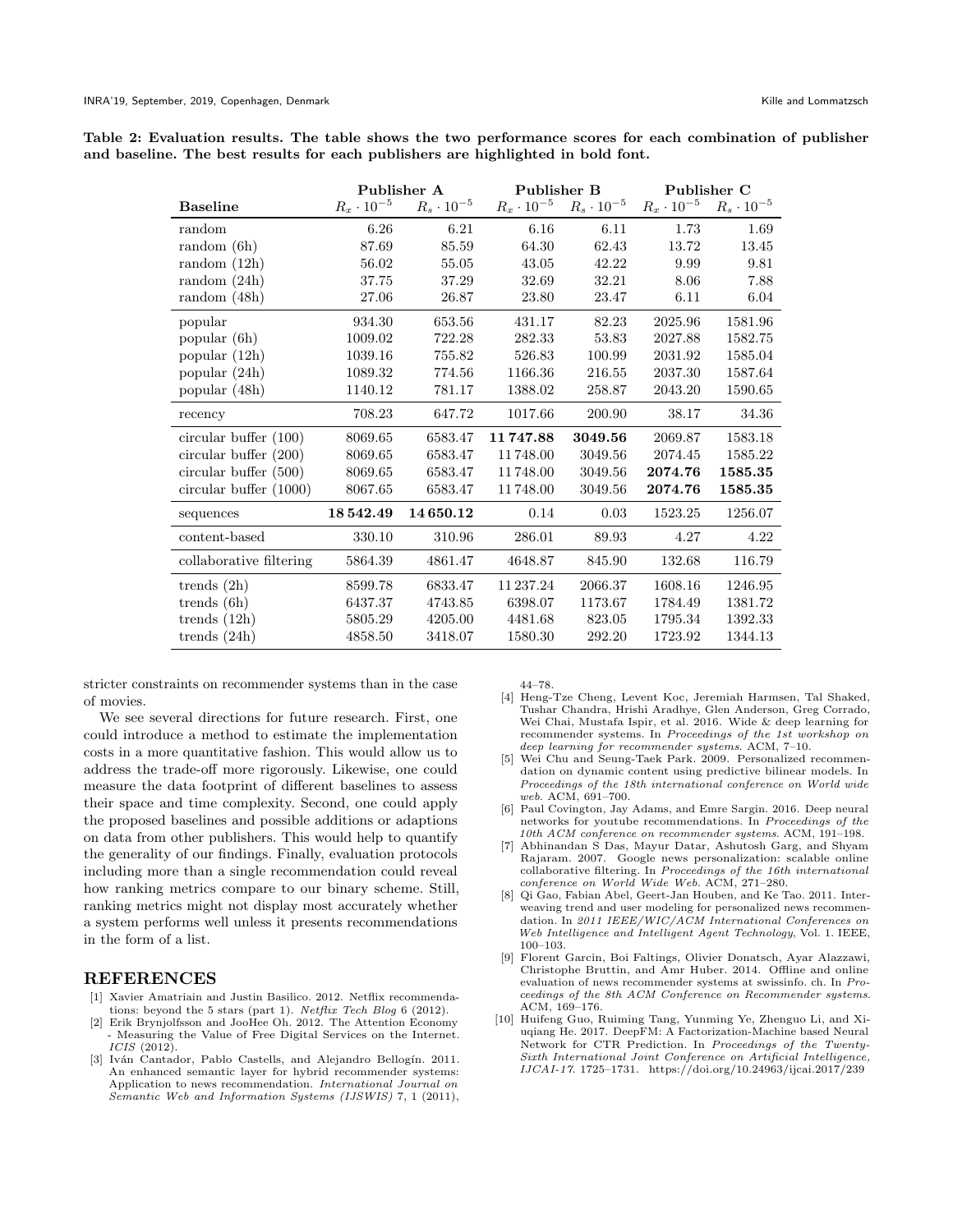**Table 2: Evaluation results. The table shows the two performance scores for each combination of publisher and baseline. The best results for each publishers are highlighted in bold font.**

| | **Publisher A** | | **Publisher B** | | **Publisher C** | |
|---|---|---|---|---|---|---|
| **Baseline** | $R_x \cdot 10^{-5}$ | $R_s \cdot 10^{-5}$ | $R_x \cdot 10^{-5}$ | $R_s \cdot 10^{-5}$ | $R_x \cdot 10^{-5}$ | $R_s \cdot 10^{-5}$ |
| random | 6.26 | 6.21 | 6.16 | 6.11 | 1.73 | 1.69 |
| random (6h) | 87.69 | 85.59 | 64.30 | 62.43 | 13.72 | 13.45 |
| random (12h) | 56.02 | 55.05 | 43.05 | 42.22 | 9.99 | 9.81 |
| random (24h) | 37.75 | 37.29 | 32.69 | 32.21 | 8.06 | 7.88 |
| random (48h) | 27.06 | 26.87 | 23.80 | 23.47 | 6.11 | 6.04 |
| popular | 934.30 | 653.56 | 431.17 | 82.23 | 2025.96 | 1581.96 |
| popular (6h) | 1009.02 | 722.28 | 282.33 | 53.83 | 2027.88 | 1582.75 |
| popular (12h) | 1039.16 | 755.82 | 526.83 | 100.99 | 2031.92 | 1585.04 |
| popular (24h) | 1089.32 | 774.56 | 1166.36 | 216.55 | 2037.30 | 1587.64 |
| popular (48h) | 1140.12 | 781.17 | 1388.02 | 258.87 | 2043.20 | 1590.65 |
| recency | 708.23 | 647.72 | 1017.66 | 200.90 | 38.17 | 34.36 |
| circular buffer (100) | 8069.65 | 6583.47 | **11 747.88** | **3049.56** | 2069.87 | 1583.18 |
| circular buffer (200) | 8069.65 | 6583.47 | 11 748.00 | 3049.56 | 2074.45 | 1585.22 |
| circular buffer (500) | 8069.65 | 6583.47 | 11 748.00 | 3049.56 | **2074.76** | **1585.35** |
| circular buffer (1000) | 8067.65 | 6583.47 | 11 748.00 | 3049.56 | **2074.76** | **1585.35** |
| sequences | **18 542.49** | **14 650.12** | 0.14 | 0.03 | 1523.25 | 1256.07 |
| content-based | 330.10 | 310.96 | 286.01 | 89.93 | 4.27 | 4.22 |
| collaborative filtering | 5864.39 | 4861.47 | 4648.87 | 845.90 | 132.68 | 116.79 |
| trends (2h) | 8599.78 | 6833.47 | 11 237.24 | 2066.37 | 1608.16 | 1246.95 |
| trends (6h) | 6437.37 | 4743.85 | 6398.07 | 1173.67 | 1784.49 | 1381.72 |
| trends (12h) | 5805.29 | 4205.00 | 4481.68 | 823.05 | 1795.34 | 1392.33 |
| trends (24h) | 4858.50 | 3418.07 | 1580.30 | 292.20 | 1723.92 | 1344.13 |

stricter constraints on recommender systems than in the case of movies.

We see several directions for future research. First, one could introduce a method to estimate the implementation costs in a more quantitative fashion. This would allow us to address the trade-off more rigorously. Likewise, one could measure the data footprint of different baselines to assess their space and time complexity. Second, one could apply the proposed baselines and possible additions or adaptions on data from other publishers. This would help to quantify the generality of our findings. Finally, evaluation protocols including more than a single recommendation could reveal how ranking metrics compare to our binary scheme. Still, ranking metrics might not display most accurately whether a system performs well unless it presents recommendations in the form of a list.

## REFERENCES

[1] Xavier Amatriain and Justin Basilico. 2012. Netflix recommendations: beyond the 5 stars (part 1). *Netflix Tech Blog* 6 (2012).

[2] Erik Brynjolfsson and JooHee Oh. 2012. The Attention Economy - Measuring the Value of Free Digital Services on the Internet. *ICIS* (2012).

[3] Iván Cantador, Pablo Castells, and Alejandro Bellogín. 2011. An enhanced semantic layer for hybrid recommender systems: Application to news recommendation. *International Journal on Semantic Web and Information Systems (IJSWIS)* 7, 1 (2011), 44–78.

[4] Heng-Tze Cheng, Levent Koc, Jeremiah Harmsen, Tal Shaked, Tushar Chandra, Hrishi Aradhye, Glen Anderson, Greg Corrado, Wei Chai, Mustafa Ispir, et al. 2016. Wide & deep learning for recommender systems. In *Proceedings of the 1st workshop on deep learning for recommender systems*. ACM, 7–10.

[5] Wei Chu and Seung-Taek Park. 2009. Personalized recommendation on dynamic content using predictive bilinear models. In *Proceedings of the 18th international conference on World wide web*. ACM, 691–700.

[6] Paul Covington, Jay Adams, and Emre Sargin. 2016. Deep neural networks for youtube recommendations. In *Proceedings of the 10th ACM conference on recommender systems*. ACM, 191–198.

[7] Abhinandan S Das, Mayur Datar, Ashutosh Garg, and Shyam Rajaram. 2007. Google news personalization: scalable online collaborative filtering. In *Proceedings of the 16th international conference on World Wide Web*. ACM, 271–280.

[8] Qi Gao, Fabian Abel, Geert-Jan Houben, and Ke Tao. 2011. Interweaving trend and user modeling for personalized news recommendation. In *2011 IEEE/WIC/ACM International Conferences on Web Intelligence and Intelligent Agent Technology*, Vol. 1. IEEE, 100–103.

[9] Florent Garcin, Boi Faltings, Olivier Donatsch, Ayar Alazzawi, Christophe Bruttin, and Amr Huber. 2014. Offline and online evaluation of news recommender systems at swissinfo. ch. In *Proceedings of the 8th ACM Conference on Recommender systems*. ACM, 169–176.

[10] Huifeng Guo, Ruiming Tang, Yunming Ye, Zhenguo Li, and Xiuqiang He. 2017. DeepFM: A Factorization-Machine based Neural Network for CTR Prediction. In *Proceedings of the Twenty-Sixth International Joint Conference on Artificial Intelligence, IJCAI-17*. 1725–1731. https://doi.org/10.24963/ijcai.2017/239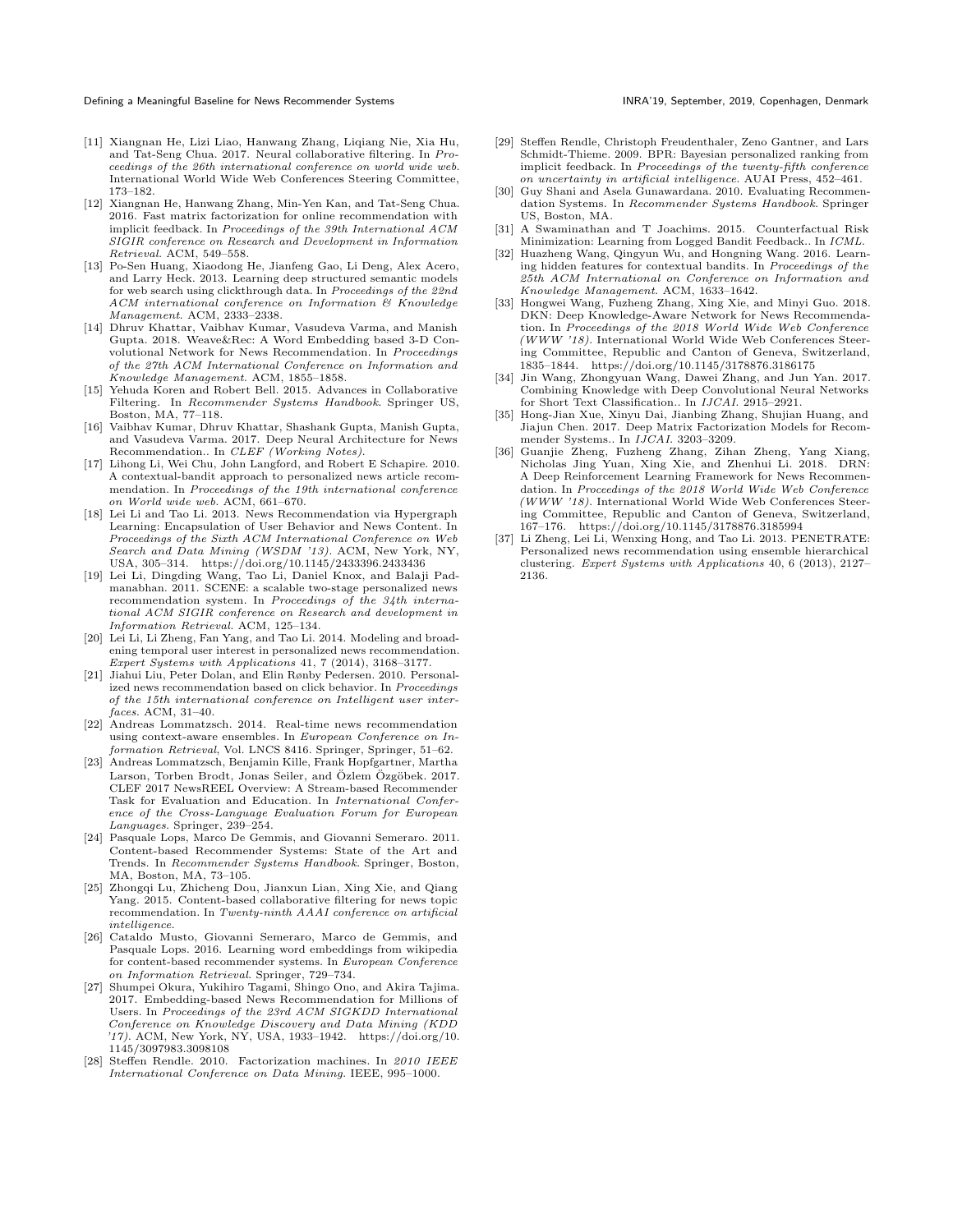[11] Xiangnan He, Lizi Liao, Hanwang Zhang, Liqiang Nie, Xia Hu, and Tat-Seng Chua. 2017. Neural collaborative filtering. In *Proceedings of the 26th international conference on world wide web*. International World Wide Web Conferences Steering Committee, 173–182.

[12] Xiangnan He, Hanwang Zhang, Min-Yen Kan, and Tat-Seng Chua. 2016. Fast matrix factorization for online recommendation with implicit feedback. In *Proceedings of the 39th International ACM SIGIR conference on Research and Development in Information Retrieval*. ACM, 549–558.

[13] Po-Sen Huang, Xiaodong He, Jianfeng Gao, Li Deng, Alex Acero, and Larry Heck. 2013. Learning deep structured semantic models for web search using clickthrough data. In *Proceedings of the 22nd ACM international conference on Information & Knowledge Management*. ACM, 2333–2338.

[14] Dhruv Khattar, Vaibhav Kumar, Vasudeva Varma, and Manish Gupta. 2018. Weave&Rec: A Word Embedding based 3-D Convolutional Network for News Recommendation. In *Proceedings of the 27th ACM International Conference on Information and Knowledge Management*. ACM, 1855–1858.

[15] Yehuda Koren and Robert Bell. 2015. Advances in Collaborative Filtering. In *Recommender Systems Handbook*. Springer US, Boston, MA, 77–118.

[16] Vaibhav Kumar, Dhruv Khattar, Shashank Gupta, Manish Gupta, and Vasudeva Varma. 2017. Deep Neural Architecture for News Recommendation.. In *CLEF (Working Notes)*.

[17] Lihong Li, Wei Chu, John Langford, and Robert E Schapire. 2010. A contextual-bandit approach to personalized news article recommendation. In *Proceedings of the 19th international conference on World wide web*. ACM, 661–670.

[18] Lei Li and Tao Li. 2013. News Recommendation via Hypergraph Learning: Encapsulation of User Behavior and News Content. In *Proceedings of the Sixth ACM International Conference on Web Search and Data Mining (WSDM '13)*. ACM, New York, NY, USA, 305–314. https://doi.org/10.1145/2433396.2433436

[19] Lei Li, Dingding Wang, Tao Li, Daniel Knox, and Balaji Padmanabhan. 2011. SCENE: a scalable two-stage personalized news recommendation system. In *Proceedings of the 34th international ACM SIGIR conference on Research and development in Information Retrieval*. ACM, 125–134.

[20] Lei Li, Li Zheng, Fan Yang, and Tao Li. 2014. Modeling and broadening temporal user interest in personalized news recommendation. *Expert Systems with Applications* 41, 7 (2014), 3168–3177.

[21] Jiahui Liu, Peter Dolan, and Elin Rønby Pedersen. 2010. Personalized news recommendation based on click behavior. In *Proceedings of the 15th international conference on Intelligent user interfaces*. ACM, 31–40.

[22] Andreas Lommatzsch. 2014. Real-time news recommendation using context-aware ensembles. In *European Conference on Information Retrieval*, Vol. LNCS 8416. Springer, Springer, 51–62.

[23] Andreas Lommatzsch, Benjamin Kille, Frank Hopfgartner, Martha Larson, Torben Brodt, Jonas Seiler, and Özlem Özgöbek. 2017. CLEF 2017 NewsREEL Overview: A Stream-based Recommender Task for Evaluation and Education. In *International Conference of the Cross-Language Evaluation Forum for European Languages*. Springer, 239–254.

[24] Pasquale Lops, Marco De Gemmis, and Giovanni Semeraro. 2011. Content-based Recommender Systems: State of the Art and Trends. In *Recommender Systems Handbook*. Springer, Boston, MA, Boston, MA, 73–105.

[25] Zhongqi Lu, Zhicheng Dou, Jianxun Lian, Xing Xie, and Qiang Yang. 2015. Content-based collaborative filtering for news topic recommendation. In *Twenty-ninth AAAI conference on artificial intelligence*.

[26] Cataldo Musto, Giovanni Semeraro, Marco de Gemmis, and Pasquale Lops. 2016. Learning word embeddings from wikipedia for content-based recommender systems. In *European Conference on Information Retrieval*. Springer, 729–734.

[27] Shumpei Okura, Yukihiro Tagami, Shingo Ono, and Akira Tajima. 2017. Embedding-based News Recommendation for Millions of Users. In *Proceedings of the 23rd ACM SIGKDD International Conference on Knowledge Discovery and Data Mining (KDD '17)*. ACM, New York, NY, USA, 1933–1942. https://doi.org/10.1145/3097983.3098108

[28] Steffen Rendle. 2010. Factorization machines. In *2010 IEEE International Conference on Data Mining*. IEEE, 995–1000.

[29] Steffen Rendle, Christoph Freudenthaler, Zeno Gantner, and Lars Schmidt-Thieme. 2009. BPR: Bayesian personalized ranking from implicit feedback. In *Proceedings of the twenty-fifth conference on uncertainty in artificial intelligence*. AUAI Press, 452–461.

[30] Guy Shani and Asela Gunawardana. 2010. Evaluating Recommendation Systems. In *Recommender Systems Handbook*. Springer US, Boston, MA.

[31] A Swaminathan and T Joachims. 2015. Counterfactual Risk Minimization: Learning from Logged Bandit Feedback.. In *ICML*.

[32] Huazheng Wang, Qingyun Wu, and Hongning Wang. 2016. Learning hidden features for contextual bandits. In *Proceedings of the 25th ACM International on Conference on Information and Knowledge Management*. ACM, 1633–1642.

[33] Hongwei Wang, Fuzheng Zhang, Xing Xie, and Minyi Guo. 2018. DKN: Deep Knowledge-Aware Network for News Recommendation. In *Proceedings of the 2018 World Wide Web Conference (WWW '18)*. International World Wide Web Conferences Steering Committee, Republic and Canton of Geneva, Switzerland, 1835–1844. https://doi.org/10.1145/3178876.3186175

[34] Jin Wang, Zhongyuan Wang, Dawei Zhang, and Jun Yan. 2017. Combining Knowledge with Deep Convolutional Neural Networks for Short Text Classification.. In *IJCAI*. 2915–2921.

[35] Hong-Jian Xue, Xinyu Dai, Jianbing Zhang, Shujian Huang, and Jiajun Chen. 2017. Deep Matrix Factorization Models for Recommender Systems.. In *IJCAI*. 3203–3209.

[36] Guanjie Zheng, Fuzheng Zhang, Zihan Zheng, Yang Xiang, Nicholas Jing Yuan, Xing Xie, and Zhenhui Li. 2018. DRN: A Deep Reinforcement Learning Framework for News Recommendation. In *Proceedings of the 2018 World Wide Web Conference (WWW '18)*. International World Wide Web Conferences Steering Committee, Republic and Canton of Geneva, Switzerland, 167–176. https://doi.org/10.1145/3178876.3185994

[37] Li Zheng, Lei Li, Wenxing Hong, and Tao Li. 2013. PENETRATE: Personalized news recommendation using ensemble hierarchical clustering. *Expert Systems with Applications* 40, 6 (2013), 2127–2136.